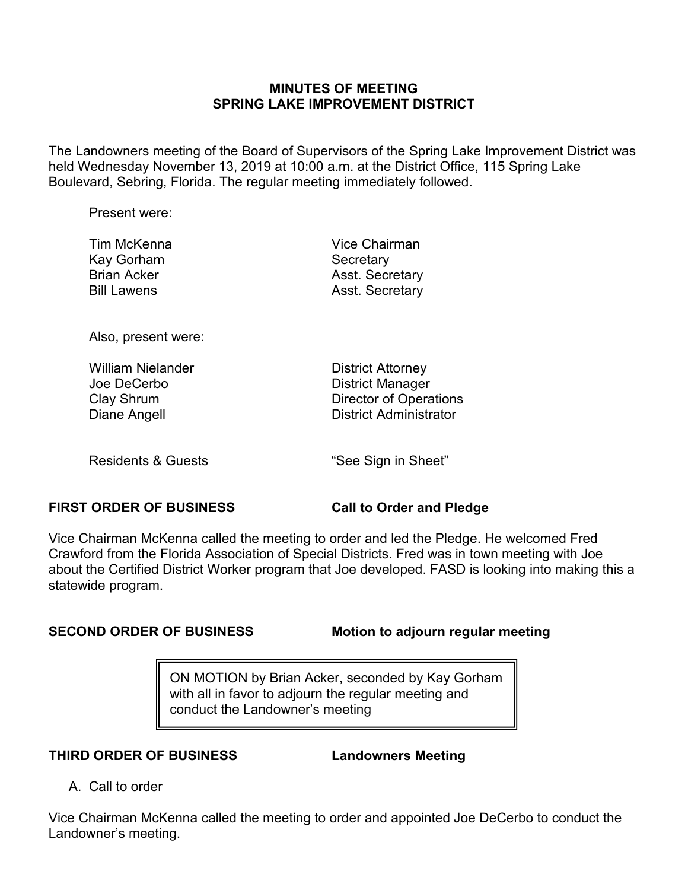**MINUTES OF MEETING**
**SPRING LAKE IMPROVEMENT DISTRICT**

The Landowners meeting of the Board of Supervisors of the Spring Lake Improvement District was held Wednesday November 13, 2019 at 10:00 a.m. at the District Office, 115 Spring Lake Boulevard, Sebring, Florida. The regular meeting immediately followed.

Present were:

| | |
|---|---|
| Tim McKenna | Vice Chairman |
| Kay Gorham | Secretary |
| Brian Acker | Asst. Secretary |
| Bill Lawens | Asst. Secretary |

Also, present were:

| | |
|---|---|
| William Nielander | District Attorney |
| Joe DeCerbo | District Manager |
| Clay Shrum | Director of Operations |
| Diane Angell | District Administrator |

| | |
|---|---|
| Residents & Guests | "See Sign in Sheet" |

**FIRST ORDER OF BUSINESS — Call to Order and Pledge**

Vice Chairman McKenna called the meeting to order and led the Pledge. He welcomed Fred Crawford from the Florida Association of Special Districts. Fred was in town meeting with Joe about the Certified District Worker program that Joe developed. FASD is looking into making this a statewide program.

**SECOND ORDER OF BUSINESS — Motion to adjourn regular meeting**

> ON MOTION by Brian Acker, seconded by Kay Gorham with all in favor to adjourn the regular meeting and conduct the Landowner's meeting

**THIRD ORDER OF BUSINESS — Landowners Meeting**

A. Call to order

Vice Chairman McKenna called the meeting to order and appointed Joe DeCerbo to conduct the Landowner's meeting.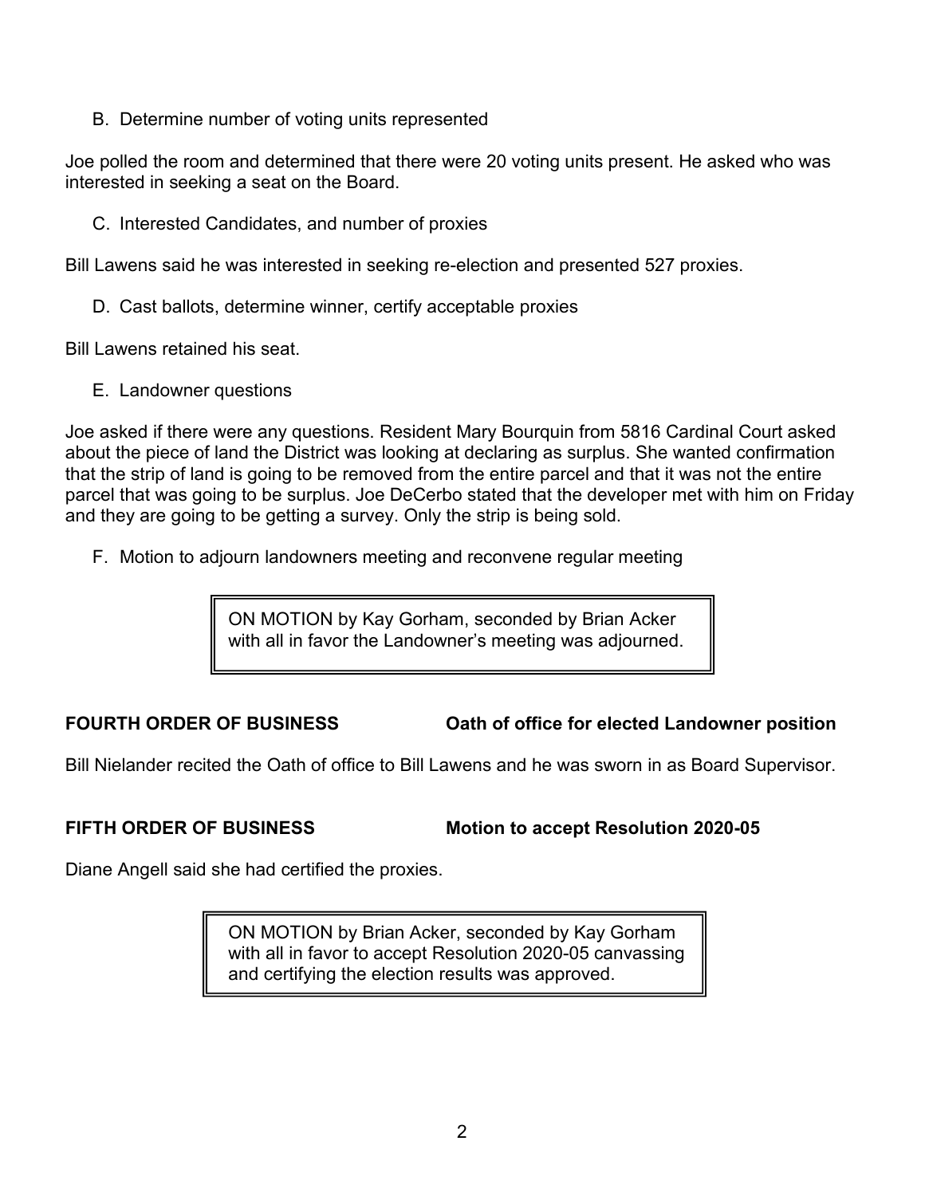B. Determine number of voting units represented

Joe polled the room and determined that there were 20 voting units present. He asked who was interested in seeking a seat on the Board.

C. Interested Candidates, and number of proxies

Bill Lawens said he was interested in seeking re-election and presented 527 proxies.

D. Cast ballots, determine winner, certify acceptable proxies

Bill Lawens retained his seat.

E. Landowner questions

Joe asked if there were any questions. Resident Mary Bourquin from 5816 Cardinal Court asked about the piece of land the District was looking at declaring as surplus. She wanted confirmation that the strip of land is going to be removed from the entire parcel and that it was not the entire parcel that was going to be surplus. Joe DeCerbo stated that the developer met with him on Friday and they are going to be getting a survey. Only the strip is being sold.

F. Motion to adjourn landowners meeting and reconvene regular meeting

> ON MOTION by Kay Gorham, seconded by Brian Acker with all in favor the Landowner's meeting was adjourned.

**FOURTH ORDER OF BUSINESS** **Oath of office for elected Landowner position**

Bill Nielander recited the Oath of office to Bill Lawens and he was sworn in as Board Supervisor.

**FIFTH ORDER OF BUSINESS** **Motion to accept Resolution 2020-05**

Diane Angell said she had certified the proxies.

> ON MOTION by Brian Acker, seconded by Kay Gorham with all in favor to accept Resolution 2020-05 canvassing and certifying the election results was approved.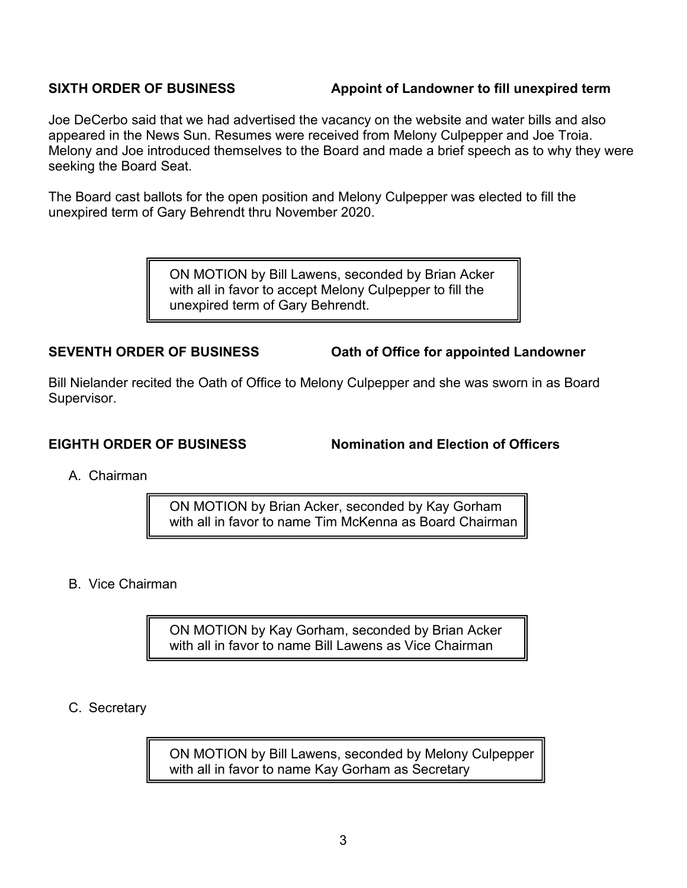**SIXTH ORDER OF BUSINESS** **Appoint of Landowner to fill unexpired term**

Joe DeCerbo said that we had advertised the vacancy on the website and water bills and also appeared in the News Sun. Resumes were received from Melony Culpepper and Joe Troia. Melony and Joe introduced themselves to the Board and made a brief speech as to why they were seeking the Board Seat.

The Board cast ballots for the open position and Melony Culpepper was elected to fill the unexpired term of Gary Behrendt thru November 2020.

> ON MOTION by Bill Lawens, seconded by Brian Acker with all in favor to accept Melony Culpepper to fill the unexpired term of Gary Behrendt.

**SEVENTH ORDER OF BUSINESS** **Oath of Office for appointed Landowner**

Bill Nielander recited the Oath of Office to Melony Culpepper and she was sworn in as Board Supervisor.

**EIGHTH ORDER OF BUSINESS** **Nomination and Election of Officers**

A. Chairman

> ON MOTION by Brian Acker, seconded by Kay Gorham with all in favor to name Tim McKenna as Board Chairman

B. Vice Chairman

> ON MOTION by Kay Gorham, seconded by Brian Acker with all in favor to name Bill Lawens as Vice Chairman

C. Secretary

> ON MOTION by Bill Lawens, seconded by Melony Culpepper with all in favor to name Kay Gorham as Secretary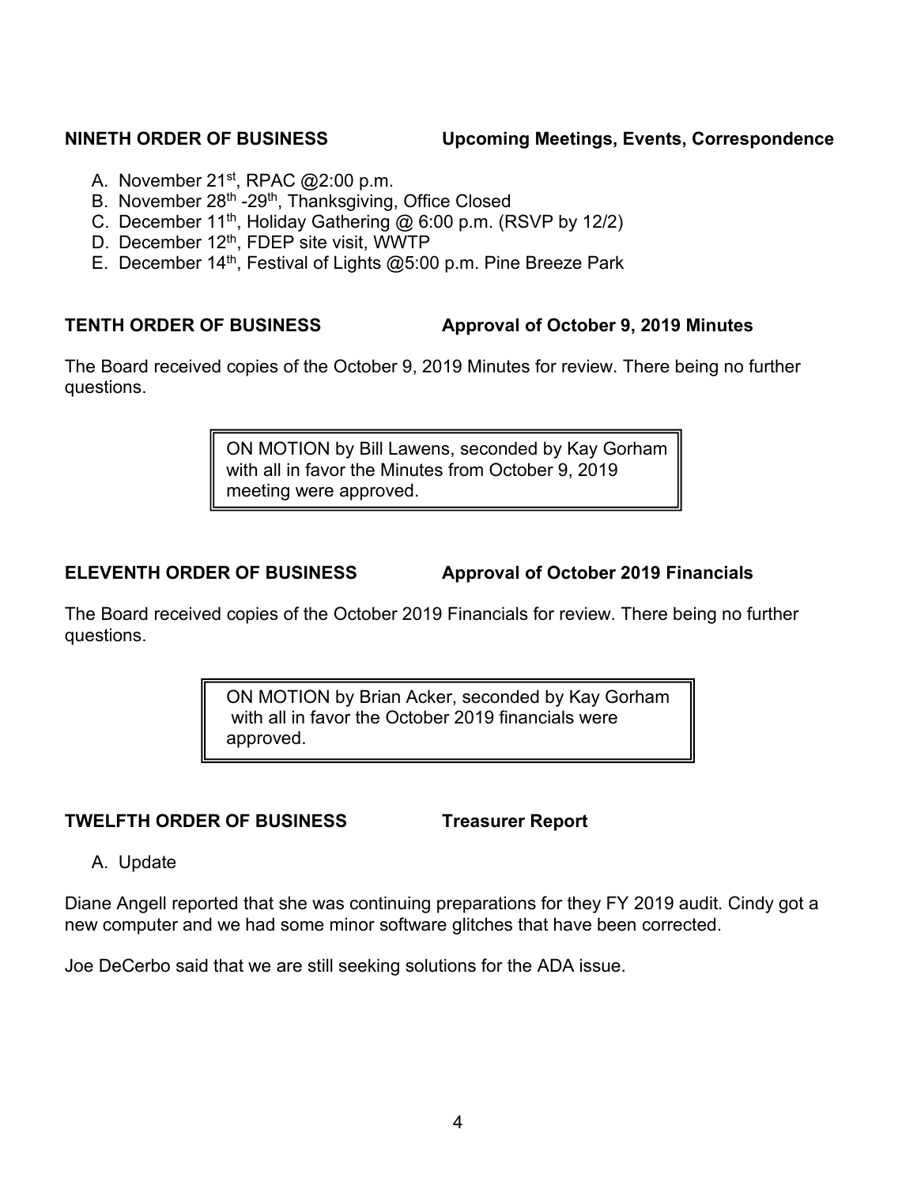**NINETH ORDER OF BUSINESS** **Upcoming Meetings, Events, Correspondence**

A. November 21st, RPAC @2:00 p.m.
B. November 28th -29th, Thanksgiving, Office Closed
C. December 11th, Holiday Gathering @ 6:00 p.m. (RSVP by 12/2)
D. December 12th, FDEP site visit, WWTP
E. December 14th, Festival of Lights @5:00 p.m. Pine Breeze Park

**TENTH ORDER OF BUSINESS** **Approval of October 9, 2019 Minutes**

The Board received copies of the October 9, 2019 Minutes for review. There being no further questions.

> ON MOTION by Bill Lawens, seconded by Kay Gorham with all in favor the Minutes from October 9, 2019 meeting were approved.

**ELEVENTH ORDER OF BUSINESS** **Approval of October 2019 Financials**

The Board received copies of the October 2019 Financials for review. There being no further questions.

> ON MOTION by Brian Acker, seconded by Kay Gorham with all in favor the October 2019 financials were approved.

**TWELFTH ORDER OF BUSINESS** **Treasurer Report**

A. Update

Diane Angell reported that she was continuing preparations for they FY 2019 audit. Cindy got a new computer and we had some minor software glitches that have been corrected.

Joe DeCerbo said that we are still seeking solutions for the ADA issue.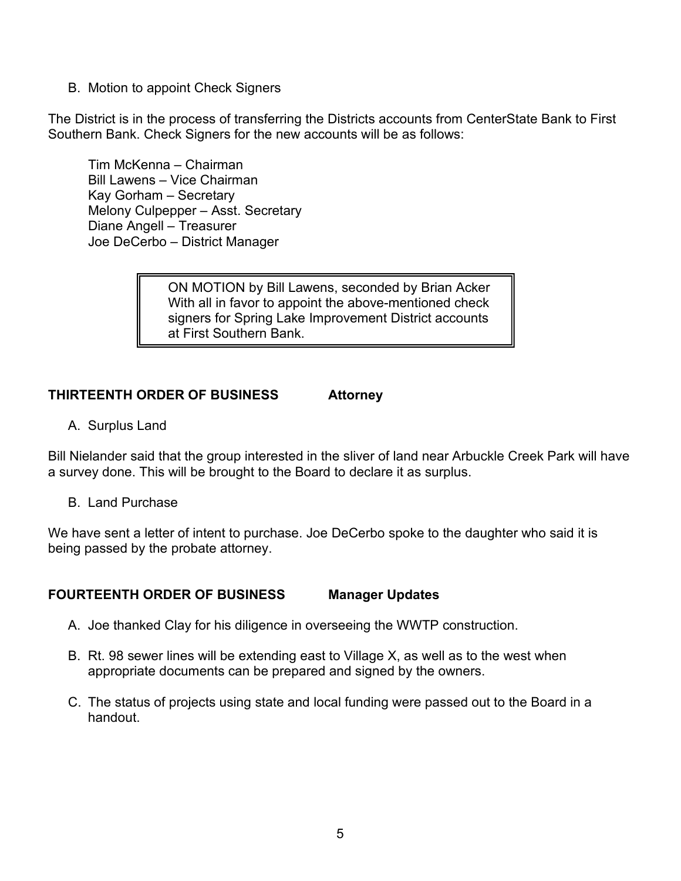B. Motion to appoint Check Signers

The District is in the process of transferring the Districts accounts from CenterState Bank to First Southern Bank. Check Signers for the new accounts will be as follows:

Tim McKenna – Chairman
Bill Lawens – Vice Chairman
Kay Gorham – Secretary
Melony Culpepper – Asst. Secretary
Diane Angell – Treasurer
Joe DeCerbo – District Manager

> ON MOTION by Bill Lawens, seconded by Brian Acker With all in favor to appoint the above-mentioned check signers for Spring Lake Improvement District accounts at First Southern Bank.

**THIRTEENTH ORDER OF BUSINESS** **Attorney**

A. Surplus Land

Bill Nielander said that the group interested in the sliver of land near Arbuckle Creek Park will have a survey done. This will be brought to the Board to declare it as surplus.

B. Land Purchase

We have sent a letter of intent to purchase. Joe DeCerbo spoke to the daughter who said it is being passed by the probate attorney.

**FOURTEENTH ORDER OF BUSINESS** **Manager Updates**

A. Joe thanked Clay for his diligence in overseeing the WWTP construction.

B. Rt. 98 sewer lines will be extending east to Village X, as well as to the west when appropriate documents can be prepared and signed by the owners.

C. The status of projects using state and local funding were passed out to the Board in a handout.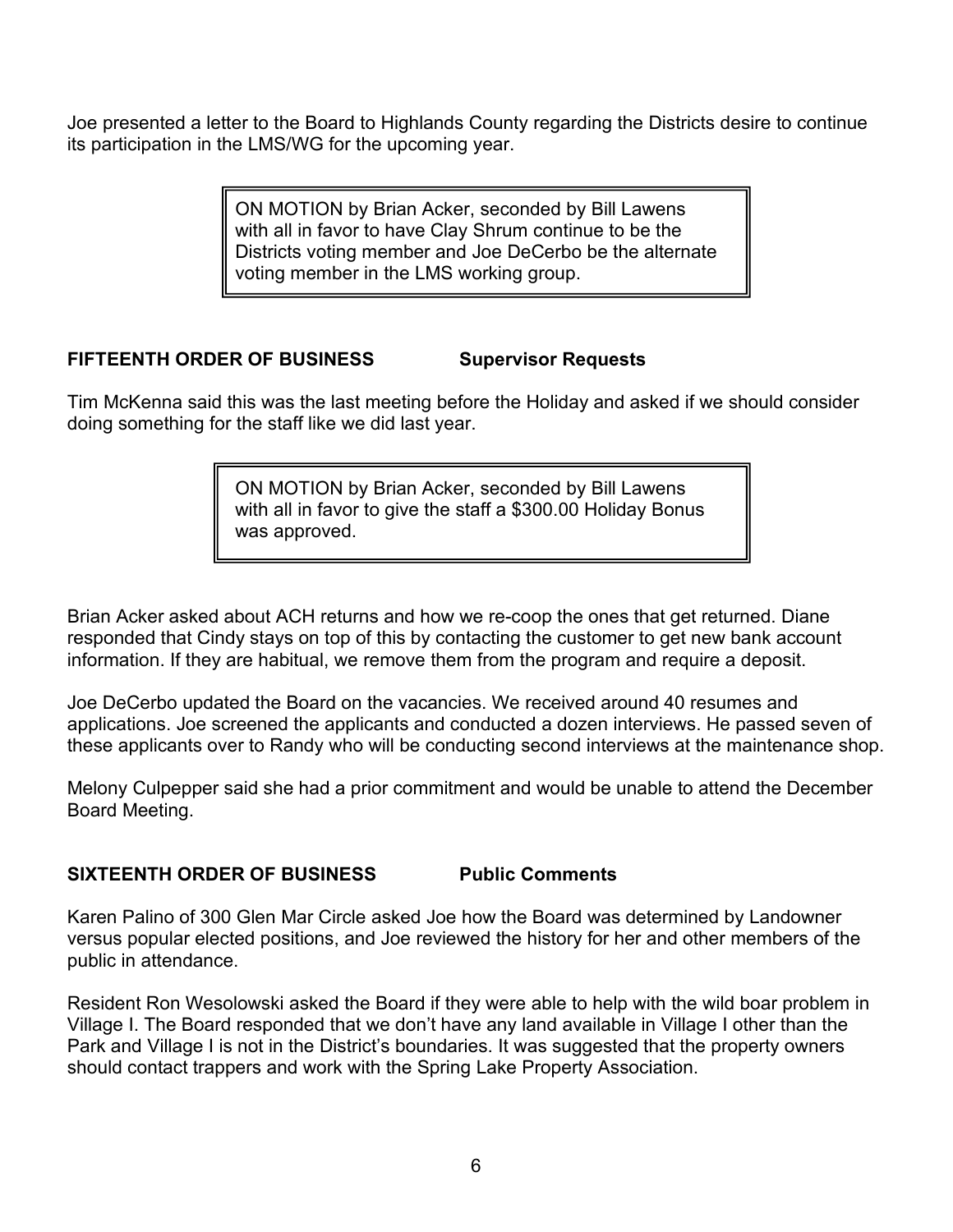Joe presented a letter to the Board to Highlands County regarding the Districts desire to continue its participation in the LMS/WG for the upcoming year.

> ON MOTION by Brian Acker, seconded by Bill Lawens with all in favor to have Clay Shrum continue to be the Districts voting member and Joe DeCerbo be the alternate voting member in the LMS working group.

**FIFTEENTH ORDER OF BUSINESS Supervisor Requests**

Tim McKenna said this was the last meeting before the Holiday and asked if we should consider doing something for the staff like we did last year.

> ON MOTION by Brian Acker, seconded by Bill Lawens with all in favor to give the staff a $300.00 Holiday Bonus was approved.

Brian Acker asked about ACH returns and how we re-coop the ones that get returned. Diane responded that Cindy stays on top of this by contacting the customer to get new bank account information. If they are habitual, we remove them from the program and require a deposit.

Joe DeCerbo updated the Board on the vacancies. We received around 40 resumes and applications. Joe screened the applicants and conducted a dozen interviews. He passed seven of these applicants over to Randy who will be conducting second interviews at the maintenance shop.

Melony Culpepper said she had a prior commitment and would be unable to attend the December Board Meeting.

**SIXTEENTH ORDER OF BUSINESS Public Comments**

Karen Palino of 300 Glen Mar Circle asked Joe how the Board was determined by Landowner versus popular elected positions, and Joe reviewed the history for her and other members of the public in attendance.

Resident Ron Wesolowski asked the Board if they were able to help with the wild boar problem in Village I. The Board responded that we don't have any land available in Village I other than the Park and Village I is not in the District's boundaries. It was suggested that the property owners should contact trappers and work with the Spring Lake Property Association.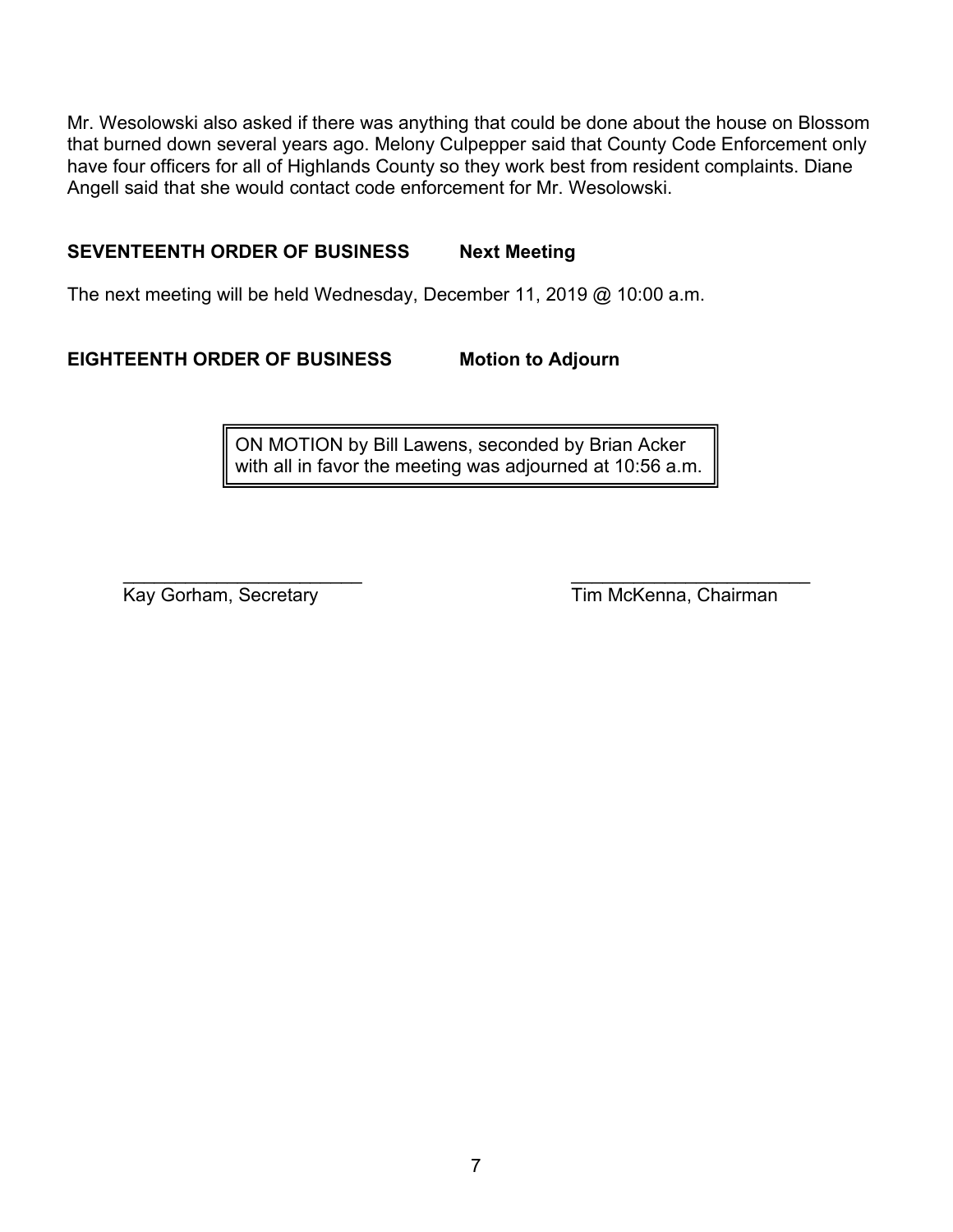Mr. Wesolowski also asked if there was anything that could be done about the house on Blossom that burned down several years ago. Melony Culpepper said that County Code Enforcement only have four officers for all of Highlands County so they work best from resident complaints. Diane Angell said that she would contact code enforcement for Mr. Wesolowski.

**SEVENTEENTH ORDER OF BUSINESS Next Meeting**

The next meeting will be held Wednesday, December 11, 2019 @ 10:00 a.m.

**EIGHTEENTH ORDER OF BUSINESS Motion to Adjourn**

> ON MOTION by Bill Lawens, seconded by Brian Acker with all in favor the meeting was adjourned at 10:56 a.m.

________________________
Kay Gorham, Secretary

________________________
Tim McKenna, Chairman